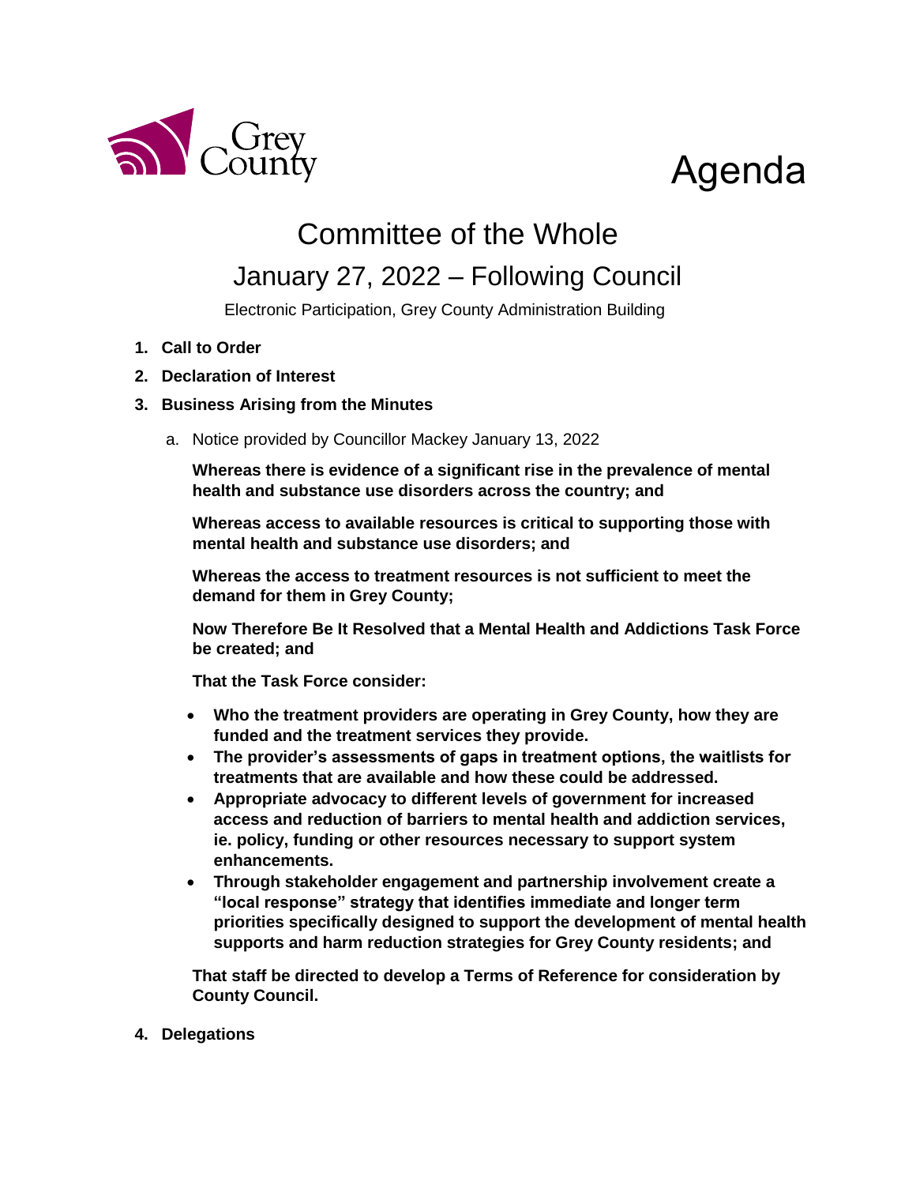Grey County

# Agenda

## Committee of the Whole

## January 27, 2022 – Following Council

Electronic Participation, Grey County Administration Building

1. **Call to Order**
2. **Declaration of Interest**
3. **Business Arising from the Minutes**

   a. Notice provided by Councillor Mackey January 13, 2022

   **Whereas there is evidence of a significant rise in the prevalence of mental health and substance use disorders across the country; and**

   **Whereas access to available resources is critical to supporting those with mental health and substance use disorders; and**

   **Whereas the access to treatment resources is not sufficient to meet the demand for them in Grey County;**

   **Now Therefore Be It Resolved that a Mental Health and Addictions Task Force be created; and**

   **That the Task Force consider:**

   - **Who the treatment providers are operating in Grey County, how they are funded and the treatment services they provide.**
   - **The provider's assessments of gaps in treatment options, the waitlists for treatments that are available and how these could be addressed.**
   - **Appropriate advocacy to different levels of government for increased access and reduction of barriers to mental health and addiction services, ie. policy, funding or other resources necessary to support system enhancements.**
   - **Through stakeholder engagement and partnership involvement create a "local response" strategy that identifies immediate and longer term priorities specifically designed to support the development of mental health supports and harm reduction strategies for Grey County residents; and**

   **That staff be directed to develop a Terms of Reference for consideration by County Council.**

4. **Delegations**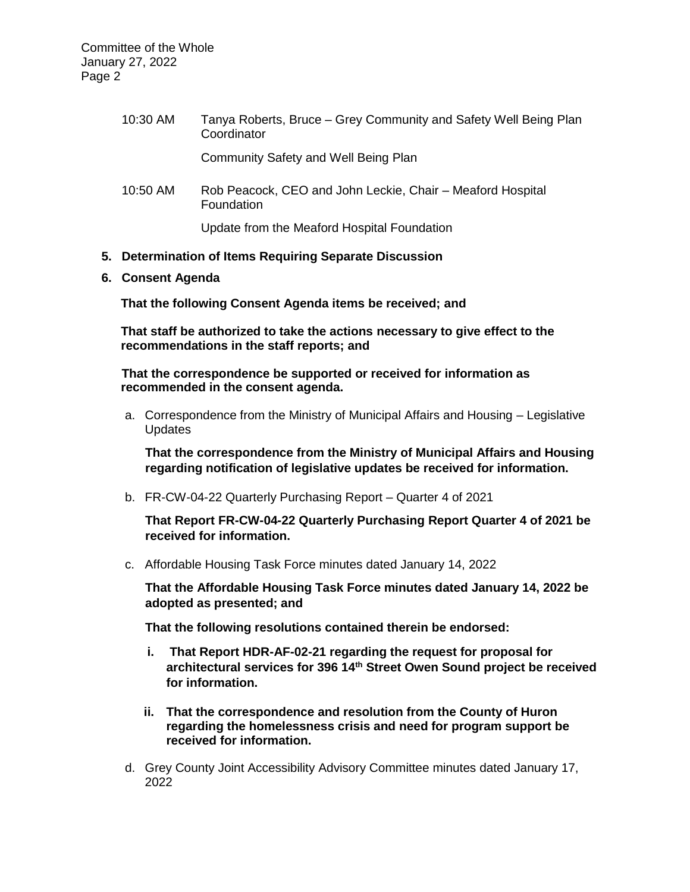10:30 AM Tanya Roberts, Bruce – Grey Community and Safety Well Being Plan Coordinator

Community Safety and Well Being Plan

10:50 AM Rob Peacock, CEO and John Leckie, Chair – Meaford Hospital Foundation

Update from the Meaford Hospital Foundation

**5. Determination of Items Requiring Separate Discussion**

**6. Consent Agenda**

**That the following Consent Agenda items be received; and**

**That staff be authorized to take the actions necessary to give effect to the recommendations in the staff reports; and**

**That the correspondence be supported or received for information as recommended in the consent agenda.**

a. Correspondence from the Ministry of Municipal Affairs and Housing – Legislative Updates

   **That the correspondence from the Ministry of Municipal Affairs and Housing regarding notification of legislative updates be received for information.**

b. FR-CW-04-22 Quarterly Purchasing Report – Quarter 4 of 2021

   **That Report FR-CW-04-22 Quarterly Purchasing Report Quarter 4 of 2021 be received for information.**

c. Affordable Housing Task Force minutes dated January 14, 2022

   **That the Affordable Housing Task Force minutes dated January 14, 2022 be adopted as presented; and**

   **That the following resolutions contained therein be endorsed:**

   **i. That Report HDR-AF-02-21 regarding the request for proposal for architectural services for 396 14th Street Owen Sound project be received for information.**

   **ii. That the correspondence and resolution from the County of Huron regarding the homelessness crisis and need for program support be received for information.**

d. Grey County Joint Accessibility Advisory Committee minutes dated January 17, 2022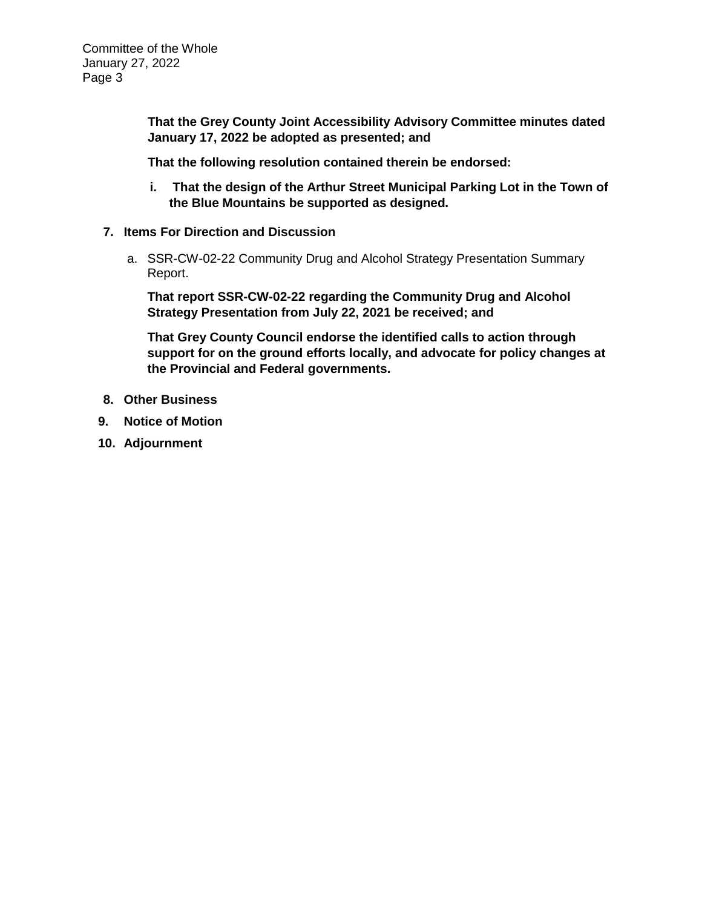**That the Grey County Joint Accessibility Advisory Committee minutes dated January 17, 2022 be adopted as presented; and**

**That the following resolution contained therein be endorsed:**

**i. That the design of the Arthur Street Municipal Parking Lot in the Town of the Blue Mountains be supported as designed.**

**7. Items For Direction and Discussion**

a. SSR-CW-02-22 Community Drug and Alcohol Strategy Presentation Summary Report.

**That report SSR-CW-02-22 regarding the Community Drug and Alcohol Strategy Presentation from July 22, 2021 be received; and**

**That Grey County Council endorse the identified calls to action through support for on the ground efforts locally, and advocate for policy changes at the Provincial and Federal governments.**

**8. Other Business**

**9. Notice of Motion**

**10. Adjournment**